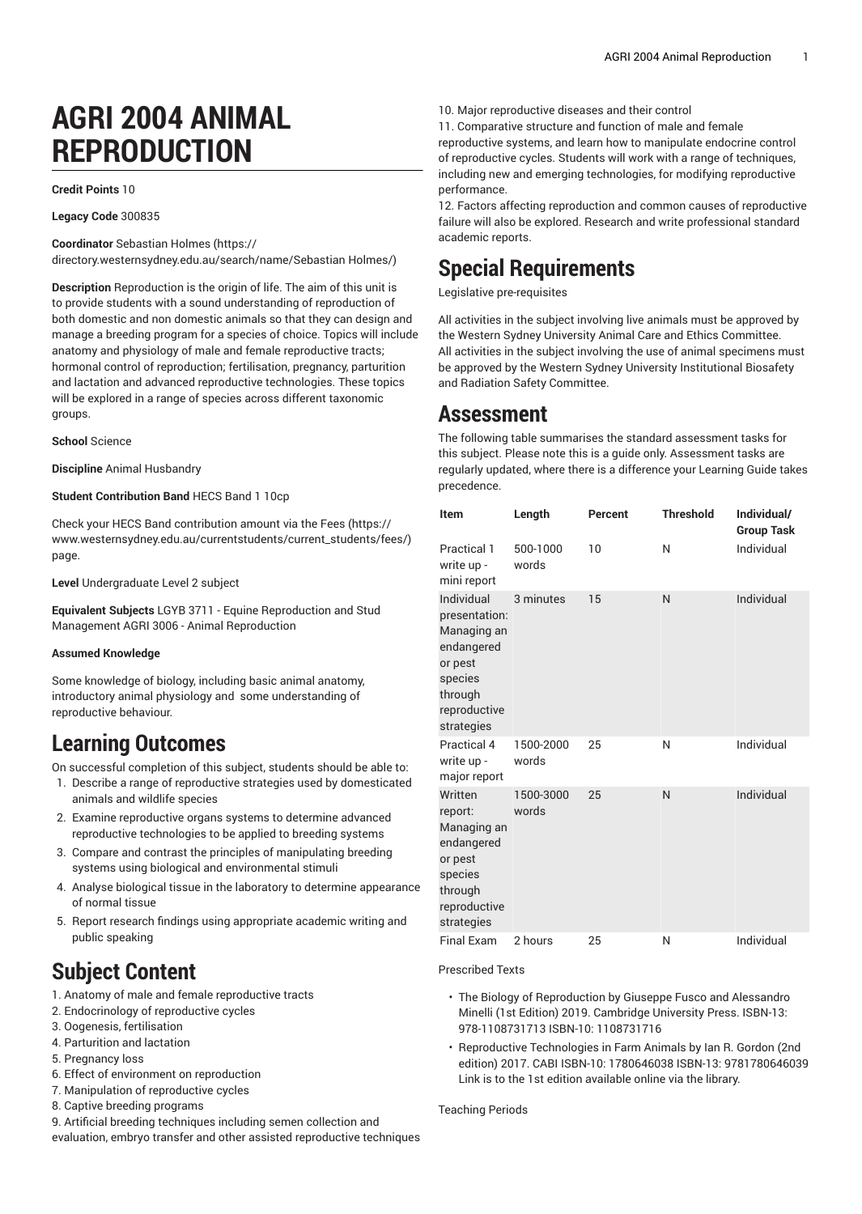# AGRI 2004 ANIMAL REPRODUCTION

**Credit Points** 10

**Legacy Code** 300835

**Coordinator** Sebastian Holmes (https://directory.westernsydney.edu.au/search/name/Sebastian Holmes/)

**Description** Reproduction is the origin of life. The aim of this unit is to provide students with a sound understanding of reproduction of both domestic and non domestic animals so that they can design and manage a breeding program for a species of choice. Topics will include anatomy and physiology of male and female reproductive tracts; hormonal control of reproduction; fertilisation, pregnancy, parturition and lactation and advanced reproductive technologies. These topics will be explored in a range of species across different taxonomic groups.

**School** Science

**Discipline** Animal Husbandry

**Student Contribution Band** HECS Band 1 10cp

Check your HECS Band contribution amount via the Fees (https://www.westernsydney.edu.au/currentstudents/current_students/fees/) page.

**Level** Undergraduate Level 2 subject

**Equivalent Subjects** LGYB 3711 - Equine Reproduction and Stud Management AGRI 3006 - Animal Reproduction

**Assumed Knowledge**

Some knowledge of biology, including basic animal anatomy, introductory animal physiology and some understanding of reproductive behaviour.

## Learning Outcomes

On successful completion of this subject, students should be able to:

1. Describe a range of reproductive strategies used by domesticated animals and wildlife species
2. Examine reproductive organs systems to determine advanced reproductive technologies to be applied to breeding systems
3. Compare and contrast the principles of manipulating breeding systems using biological and environmental stimuli
4. Analyse biological tissue in the laboratory to determine appearance of normal tissue
5. Report research findings using appropriate academic writing and public speaking

## Subject Content

1. Anatomy of male and female reproductive tracts
2. Endocrinology of reproductive cycles
3. Oogenesis, fertilisation
4. Parturition and lactation
5. Pregnancy loss
6. Effect of environment on reproduction
7. Manipulation of reproductive cycles
8. Captive breeding programs
9. Artificial breeding techniques including semen collection and evaluation, embryo transfer and other assisted reproductive techniques
10. Major reproductive diseases and their control
11. Comparative structure and function of male and female reproductive systems, and learn how to manipulate endocrine control of reproductive cycles. Students will work with a range of techniques, including new and emerging technologies, for modifying reproductive performance.
12. Factors affecting reproduction and common causes of reproductive failure will also be explored. Research and write professional standard academic reports.

## Special Requirements

Legislative pre-requisites

All activities in the subject involving live animals must be approved by the Western Sydney University Animal Care and Ethics Committee. All activities in the subject involving the use of animal specimens must be approved by the Western Sydney University Institutional Biosafety and Radiation Safety Committee.

## Assessment

The following table summarises the standard assessment tasks for this subject. Please note this is a guide only. Assessment tasks are regularly updated, where there is a difference your Learning Guide takes precedence.

| Item | Length | Percent | Threshold | Individual/ Group Task |
|---|---|---|---|---|
| Practical 1 write up - mini report | 500-1000 words | 10 | N | Individual |
| Individual presentation: Managing an endangered or pest species through reproductive strategies | 3 minutes | 15 | N | Individual |
| Practical 4 write up - major report | 1500-2000 words | 25 | N | Individual |
| Written report: Managing an endangered or pest species through reproductive strategies | 1500-3000 words | 25 | N | Individual |
| Final Exam | 2 hours | 25 | N | Individual |

Prescribed Texts

- The Biology of Reproduction by Giuseppe Fusco and Alessandro Minelli (1st Edition) 2019. Cambridge University Press. ISBN-13: 978-1108731713 ISBN-10: 1108731716
- Reproductive Technologies in Farm Animals by Ian R. Gordon (2nd edition) 2017. CABI ISBN-10: 1780646038 ISBN-13: 9781780646039 Link is to the 1st edition available online via the library.

Teaching Periods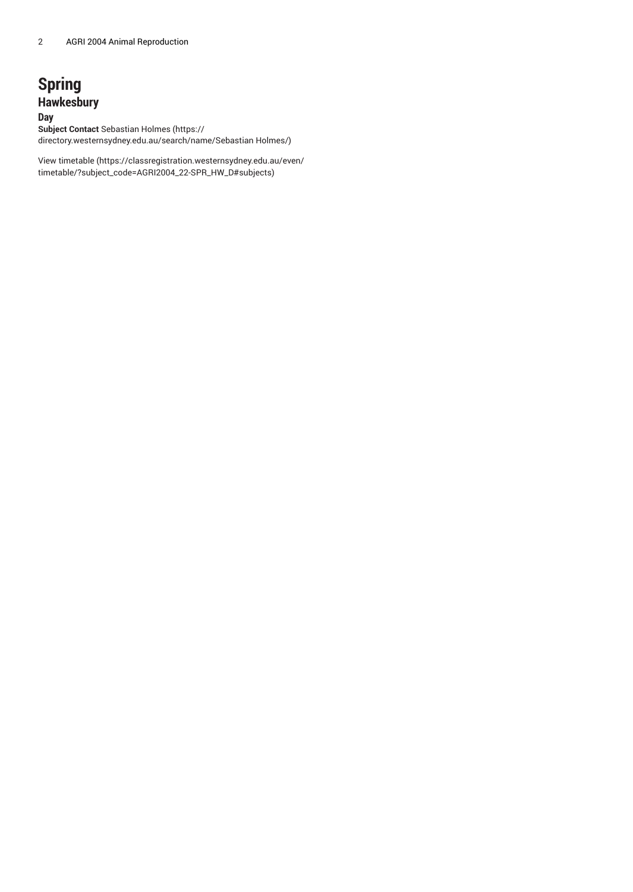# Spring

## Hawkesbury

### Day

**Subject Contact** Sebastian Holmes (https://directory.westernsydney.edu.au/search/name/Sebastian Holmes/)

View timetable (https://classregistration.westernsydney.edu.au/even/timetable/?subject_code=AGRI2004_22-SPR_HW_D#subjects)